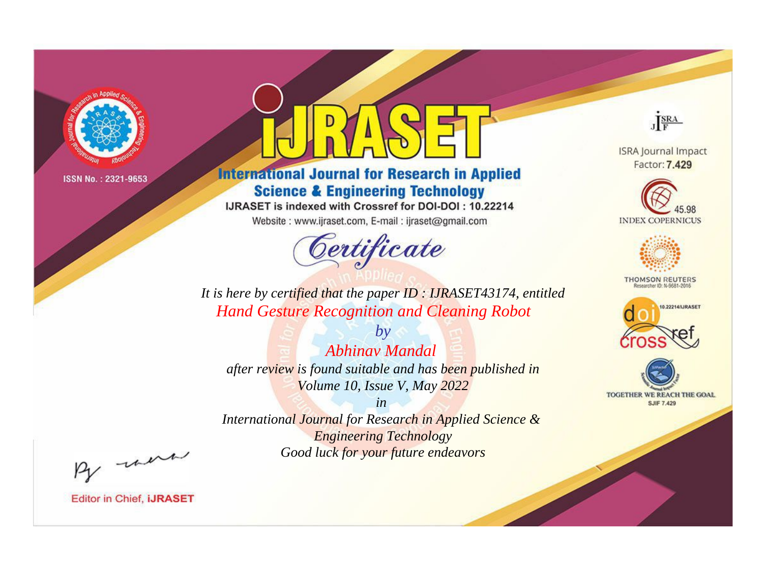ISSN No. : 2321-9653

# iJRASET

## International Journal for Research in Applied Science & Engineering Technology

IJRASET is indexed with Crossref for DOI-DOI : 10.22214

Website : www.ijraset.com, E-mail : ijraset@gmail.com

# Certificate

*It is here by certified that the paper ID : IJRASET43174, entitled*

*Hand Gesture Recognition and Cleaning Robot*

*by*

*Abhinav Mandal*

*after review is found suitable and has been published in*

*Volume 10, Issue V, May 2022*

*in*

*International Journal for Research in Applied Science & Engineering Technology*

*Good luck for your future endeavors*

ISRA Journal Impact Factor: **7.429**

45.98 INDEX COPERNICUS

THOMSON REUTERS Researcher ID: N-9681-2016

10.22214/IJRASET

TOGETHER WE REACH THE GOAL SJIF 7.429

Editor in Chief, **iJRASET**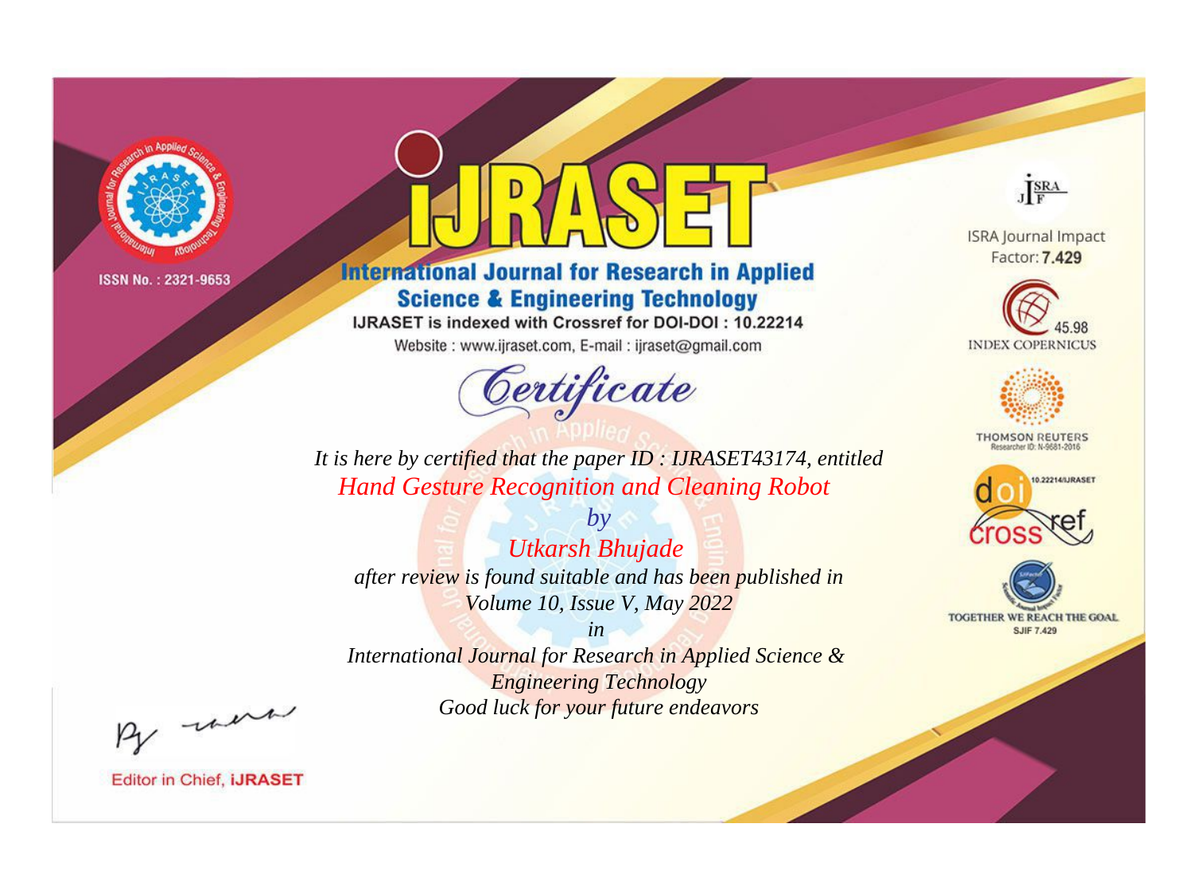ISSN No. : 2321-9653

# iJRASET

## International Journal for Research in Applied Science & Engineering Technology

IJRASET is indexed with Crossref for DOI-DOI : 10.22214

Website : www.ijraset.com, E-mail : ijraset@gmail.com

ISRA Journal Impact Factor: **7.429**

45.98 INDEX COPERNICUS

THOMSON REUTERS Researcher ID: N-9681-2016

10.22214/IJRASET

TOGETHER WE REACH THE GOAL SJIF 7.429

*Certificate*

*It is here by certified that the paper ID : IJRASET43174, entitled*

*Hand Gesture Recognition and Cleaning Robot*

*by*

*Utkarsh Bhujade*

*after review is found suitable and has been published in*

*Volume 10, Issue V, May 2022*

*in*

*International Journal for Research in Applied Science & Engineering Technology*

*Good luck for your future endeavors*

Editor in Chief, **iJRASET**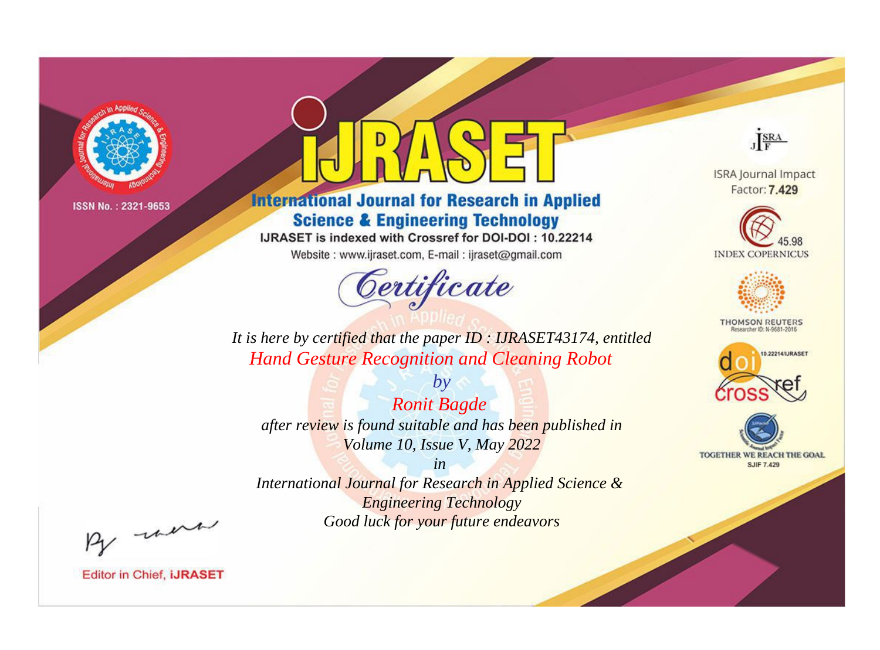ISSN No. : 2321-9653

# iJRASET

## International Journal for Research in Applied Science & Engineering Technology

IJRASET is indexed with Crossref for DOI-DOI : 10.22214

Website : www.ijraset.com, E-mail : ijraset@gmail.com

# Certificate

*It is here by certified that the paper ID : IJRASET43174, entitled*

*Hand Gesture Recognition and Cleaning Robot*

*by*

*Ronit Bagde*

*after review is found suitable and has been published in*

*Volume 10, Issue V, May 2022*

*in*

*International Journal for Research in Applied Science & Engineering Technology*

*Good luck for your future endeavors*

ISRA Journal Impact Factor: **7.429**

45.98 INDEX COPERNICUS

THOMSON REUTERS Researcher ID: N-9681-2016

10.22214/IJRASET

TOGETHER WE REACH THE GOAL SJIF 7.429

Editor in Chief, **iJRASET**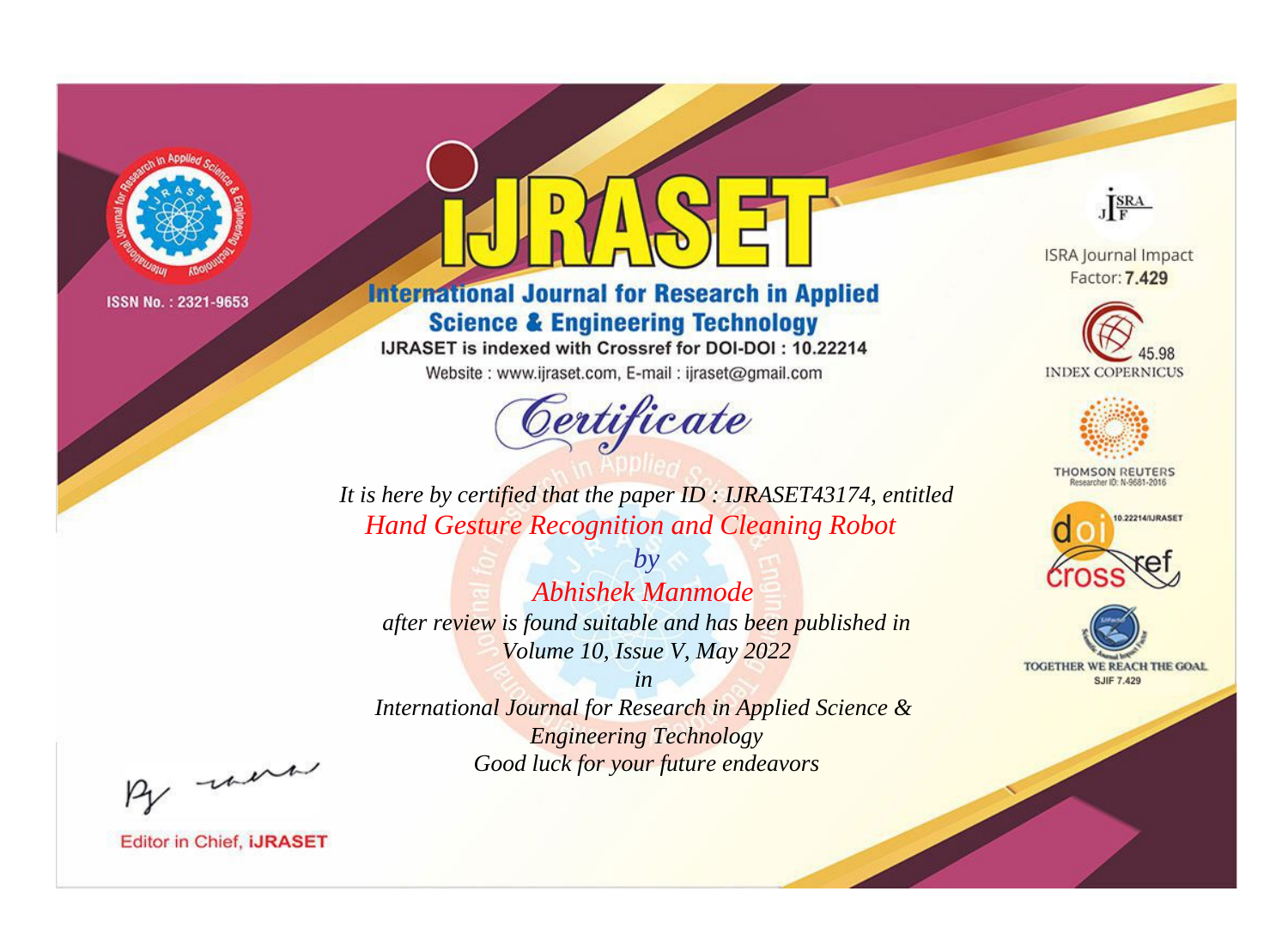ISSN No. : 2321-9653

# IJRASET

## International Journal for Research in Applied Science & Engineering Technology

IJRASET is indexed with Crossref for DOI-DOI : 10.22214

Website : www.ijraset.com, E-mail : ijraset@gmail.com

ISRA Journal Impact Factor: **7.429**

45.98 INDEX COPERNICUS

THOMSON REUTERS Researcher ID: N-9681-2016

10.22214/IJRASET

TOGETHER WE REACH THE GOAL SJIF 7.429

*Certificate*

*It is here by certified that the paper ID : IJRASET43174, entitled*

*Hand Gesture Recognition and Cleaning Robot*

*by*

*Abhishek Manmode*

*after review is found suitable and has been published in*

*Volume 10, Issue V, May 2022*

*in*

*International Journal for Research in Applied Science & Engineering Technology*

*Good luck for your future endeavors*

Editor in Chief, **iJRASET**